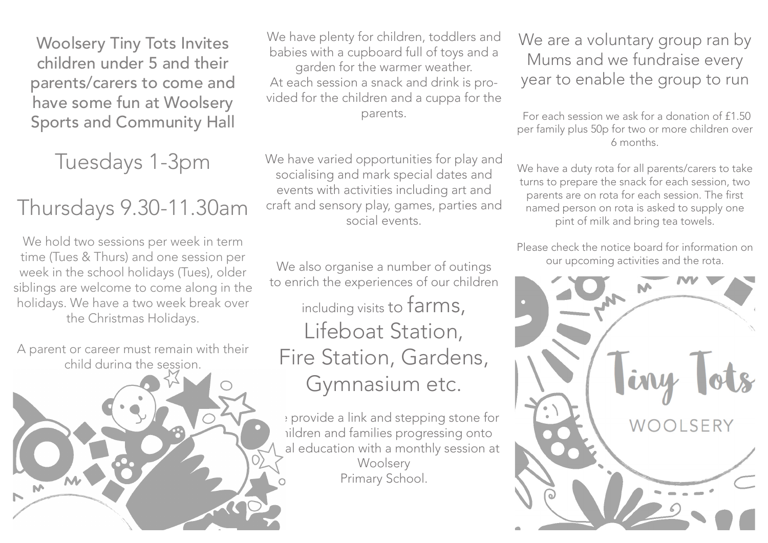# Woolsery Tiny Tots Invites children under 5 and their parents/carers to come and have some fun at Woolsery Sports and Community Hall

## Tuesdays 1-3pm

## Thursdays 9.30-11.30am

We hold two sessions per week in term time (Tues & Thurs) and one session per week in the school holidays (Tues), older siblings are welcome to come along in the holidays. We have a two week break over the Christmas Holidays.

A parent or career must remain with their child during the session.

We have plenty for children, toddlers and babies with a cupboard full of toys and a garden for the warmer weather. At each session a snack and drink is provided for the children and a cuppa for the parents.

We have varied opportunities for play and socialising and mark special dates and events with activities including art and craft and sensory play, games, parties and social events.

We also organise a number of outings to enrich the experiences of our children including visits to farms, Lifeboat Station, Fire Station, Gardens, Gymnasium etc.

e provide a link and stepping stone for nildren and families progressing onto al education with a monthly session at Woolsery Primary School.

We are a voluntary group ran by Mums and we fundraise every year to enable the group to run

For each session we ask for a donation of £1.50 per family plus 50p for two or more children over 6 months.

We have a duty rota for all parents/carers to take turns to prepare the snack for each session, two parents are on rota for each session. The first named person on rota is asked to supply one pint of milk and bring tea towels.

Please check the notice board for information on our upcoming activities and the rota.

Tiny Tots

WOOLSERY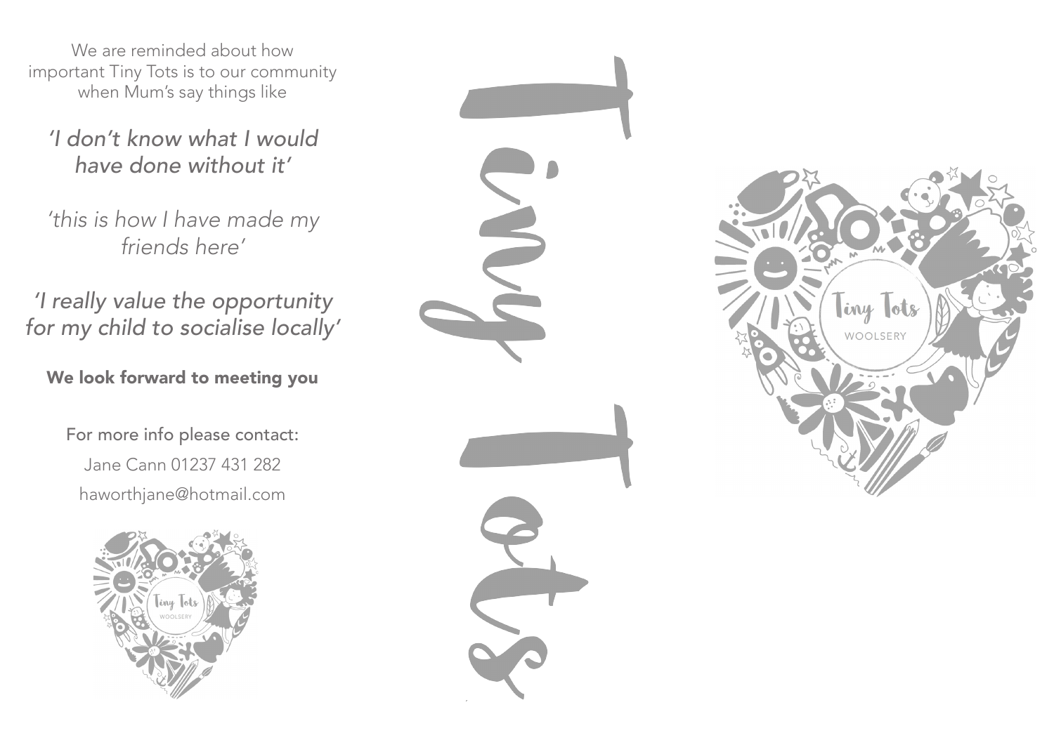We are reminded about how important Tiny Tots is to our community when Mum's say things like

*'I don't know what I would have done without it'*

*'this is how I have made my friends here'*

*'I really value the opportunity for my child to socialise locally'*

**We look forward to meeting you**

For more info please contact:

Jane Cann 01237 431 282

haworthjane@hotmail.com

Tiny Tots

WOOLSERY

# Tiny Tots

Tiny Tots

WOOLSERY